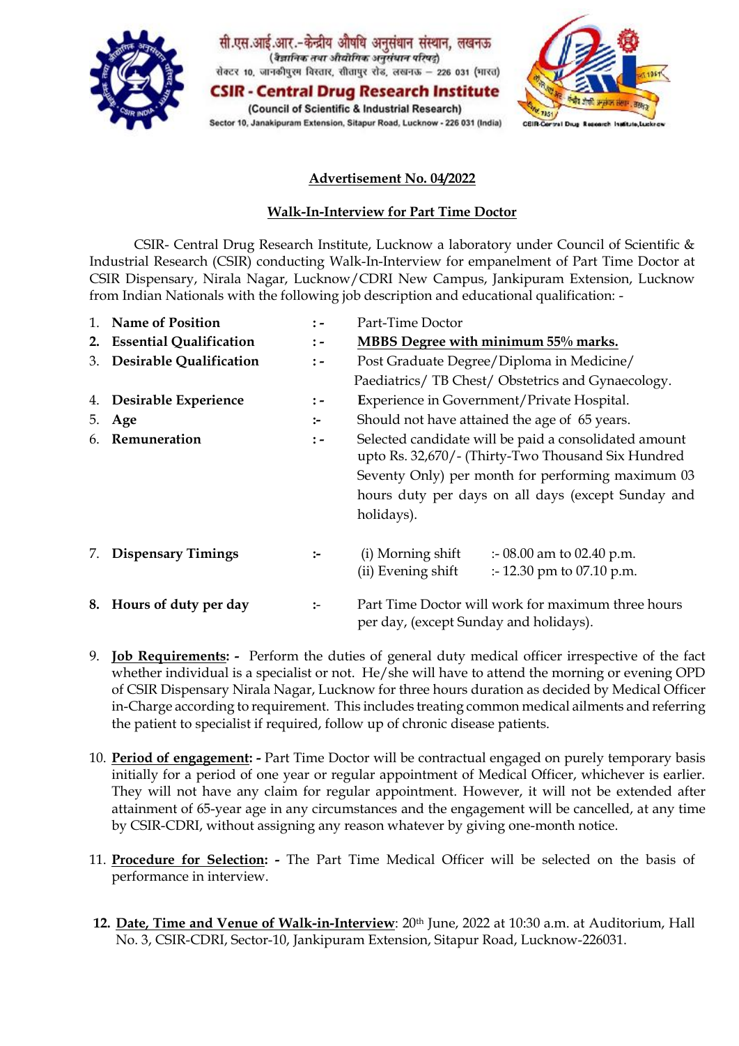सी.एस.आई.आर.-केन्द्रीय औषधि अनुसंधान संस्थान, लखनऊ
(वैज्ञानिक तथा औद्योगिक अनुसंधान परिषद्)
सेक्टर 10, जानकीपुरम विस्तार, सीतापुर रोड, लखनऊ – 226 031 (भारत)

**CSIR - Central Drug Research Institute**
(Council of Scientific & Industrial Research)
Sector 10, Janakipuram Extension, Sitapur Road, Lucknow - 226 031 (India)

## Advertisement No. 04/2022

## Walk-In-Interview for Part Time Doctor

CSIR- Central Drug Research Institute, Lucknow a laboratory under Council of Scientific & Industrial Research (CSIR) conducting Walk-In-Interview for empanelment of Part Time Doctor at CSIR Dispensary, Nirala Nagar, Lucknow/CDRI New Campus, Jankipuram Extension, Lucknow from Indian Nationals with the following job description and educational qualification: -

1. **Name of Position** :- Part-Time Doctor
2. **Essential Qualification** :- **MBBS Degree with minimum 55% marks.**
3. **Desirable Qualification** :- Post Graduate Degree/Diploma in Medicine/ Paediatrics/ TB Chest/ Obstetrics and Gynaecology.
4. **Desirable Experience** :- Experience in Government/Private Hospital.
5. **Age** :- Should not have attained the age of 65 years.
6. **Remuneration** :- Selected candidate will be paid a consolidated amount upto Rs. 32,670/- (Thirty-Two Thousand Six Hundred Seventy Only) per month for performing maximum 03 hours duty per days on all days (except Sunday and holidays).
7. **Dispensary Timings** :-
   (i) Morning shift :- 08.00 am to 02.40 p.m.
   (ii) Evening shift :- 12.30 pm to 07.10 p.m.
8. **Hours of duty per day** :- Part Time Doctor will work for maximum three hours per day, (except Sunday and holidays).
9. **Job Requirements: -** Perform the duties of general duty medical officer irrespective of the fact whether individual is a specialist or not. He/she will have to attend the morning or evening OPD of CSIR Dispensary Nirala Nagar, Lucknow for three hours duration as decided by Medical Officer in-Charge according to requirement. This includes treating common medical ailments and referring the patient to specialist if required, follow up of chronic disease patients.
10. **Period of engagement: -** Part Time Doctor will be contractual engaged on purely temporary basis initially for a period of one year or regular appointment of Medical Officer, whichever is earlier. They will not have any claim for regular appointment. However, it will not be extended after attainment of 65-year age in any circumstances and the engagement will be cancelled, at any time by CSIR-CDRI, without assigning any reason whatever by giving one-month notice.
11. **Procedure for Selection: -** The Part Time Medical Officer will be selected on the basis of performance in interview.
12. **Date, Time and Venue of Walk-in-Interview**: 20th June, 2022 at 10:30 a.m. at Auditorium, Hall No. 3, CSIR-CDRI, Sector-10, Jankipuram Extension, Sitapur Road, Lucknow-226031.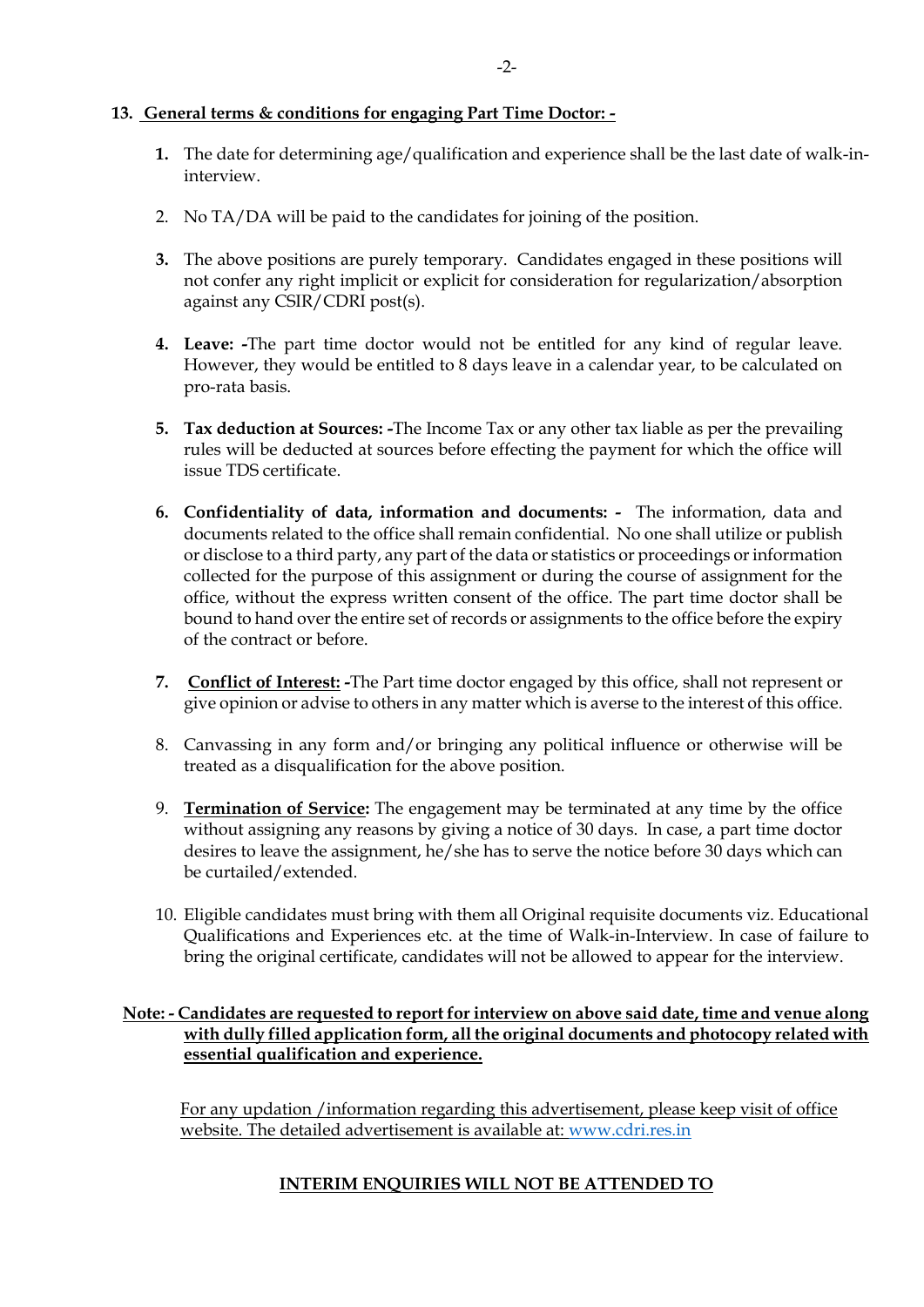**13. General terms & conditions for engaging Part Time Doctor: -**

1. The date for determining age/qualification and experience shall be the last date of walk-in-interview.

2. No TA/DA will be paid to the candidates for joining of the position.

3. The above positions are purely temporary. Candidates engaged in these positions will not confer any right implicit or explicit for consideration for regularization/absorption against any CSIR/CDRI post(s).

4. **Leave: -**The part time doctor would not be entitled for any kind of regular leave. However, they would be entitled to 8 days leave in a calendar year, to be calculated on pro-rata basis.

5. **Tax deduction at Sources: -**The Income Tax or any other tax liable as per the prevailing rules will be deducted at sources before effecting the payment for which the office will issue TDS certificate.

6. **Confidentiality of data, information and documents: -** The information, data and documents related to the office shall remain confidential. No one shall utilize or publish or disclose to a third party, any part of the data or statistics or proceedings or information collected for the purpose of this assignment or during the course of assignment for the office, without the express written consent of the office. The part time doctor shall be bound to hand over the entire set of records or assignments to the office before the expiry of the contract or before.

7. **Conflict of Interest: -**The Part time doctor engaged by this office, shall not represent or give opinion or advise to others in any matter which is averse to the interest of this office.

8. Canvassing in any form and/or bringing any political influence or otherwise will be treated as a disqualification for the above position.

9. **Termination of Service:** The engagement may be terminated at any time by the office without assigning any reasons by giving a notice of 30 days. In case, a part time doctor desires to leave the assignment, he/she has to serve the notice before 30 days which can be curtailed/extended.

10. Eligible candidates must bring with them all Original requisite documents viz. Educational Qualifications and Experiences etc. at the time of Walk-in-Interview. In case of failure to bring the original certificate, candidates will not be allowed to appear for the interview.

**Note: - Candidates are requested to report for interview on above said date, time and venue along with dully filled application form, all the original documents and photocopy related with essential qualification and experience.**

For any updation /information regarding this advertisement, please keep visit of office website. The detailed advertisement is available at: www.cdri.res.in

**INTERIM ENQUIRIES WILL NOT BE ATTENDED TO**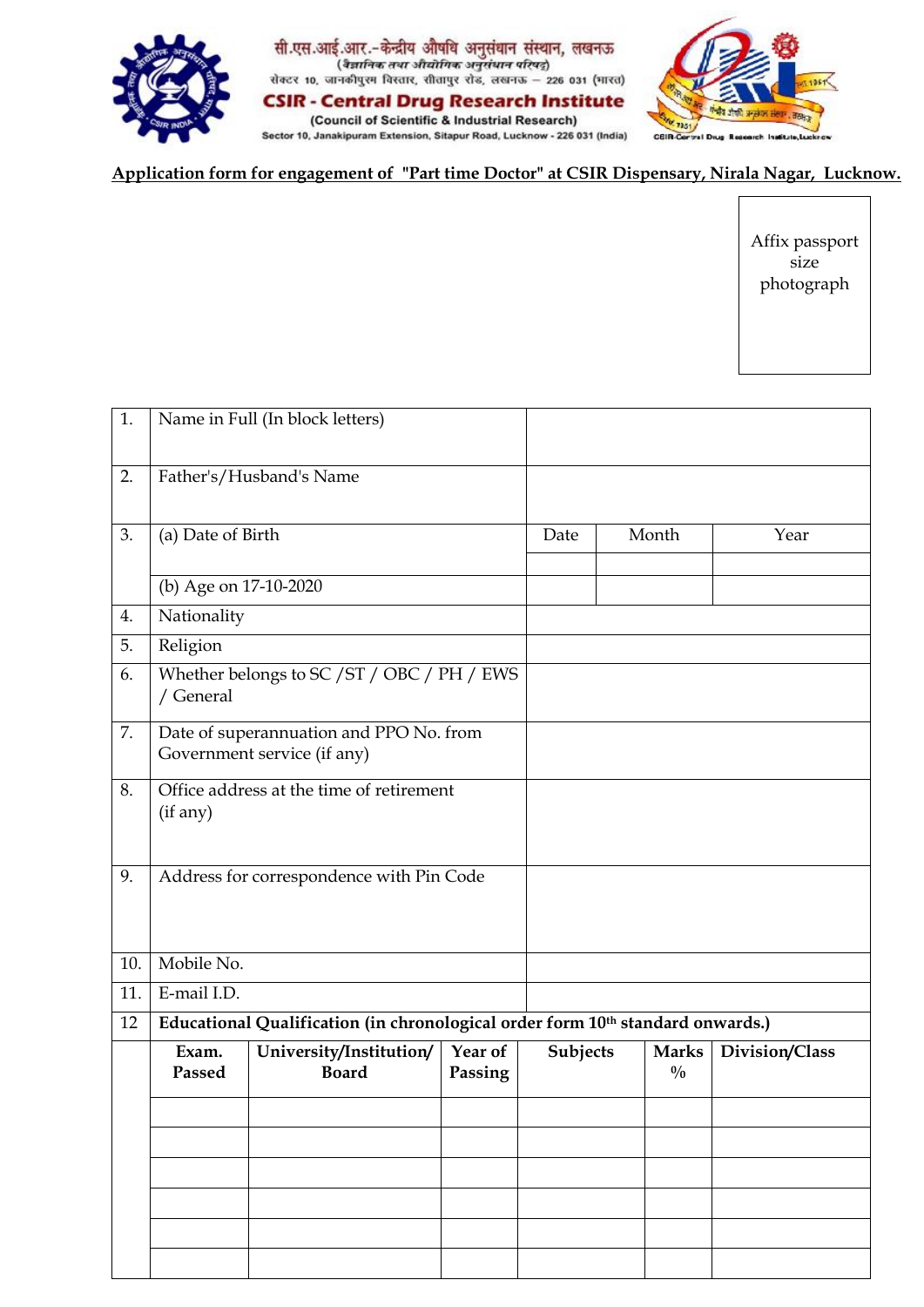सी.एस.आई.आर.-केन्द्रीय औषधि अनुसंधान संस्थान, लखनऊ
(वैज्ञानिक तथा औद्योगिक अनुसंधान परिषद्)
सेक्टर 10, जानकीपुरम विस्तार, सीतापुर रोड, लखनऊ – 226 031 (भारत)

**CSIR - Central Drug Research Institute**
(Council of Scientific & Industrial Research)
Sector 10, Janakipuram Extension, Sitapur Road, Lucknow - 226 031 (India)

**Application form for engagement of "Part time Doctor" at CSIR Dispensary, Nirala Nagar, Lucknow.**

Affix passport size photograph

| | | | | |
|---|---|---|---|---|
| 1. | Name in Full (In block letters) | | | |
| 2. | Father's/Husband's Name | | | |
| 3. | (a) Date of Birth | Date | Month | Year |
| | | | | |
| | (b) Age on 17-10-2020 | | | |
| 4. | Nationality | | | |
| 5. | Religion | | | |
| 6. | Whether belongs to SC /ST / OBC / PH / EWS / General | | | |
| 7. | Date of superannuation and PPO No. from Government service (if any) | | | |
| 8. | Office address at the time of retirement (if any) | | | |
| 9. | Address for correspondence with Pin Code | | | |
| 10. | Mobile No. | | | |
| 11. | E-mail I.D. | | | |

**12 Educational Qualification (in chronological order form 10th standard onwards.)**

| Exam. Passed | University/Institution/ Board | Year of Passing | Subjects | Marks % | Division/Class |
|---|---|---|---|---|---|
| | | | | | |
| | | | | | |
| | | | | | |
| | | | | | |
| | | | | | |
| | | | | | |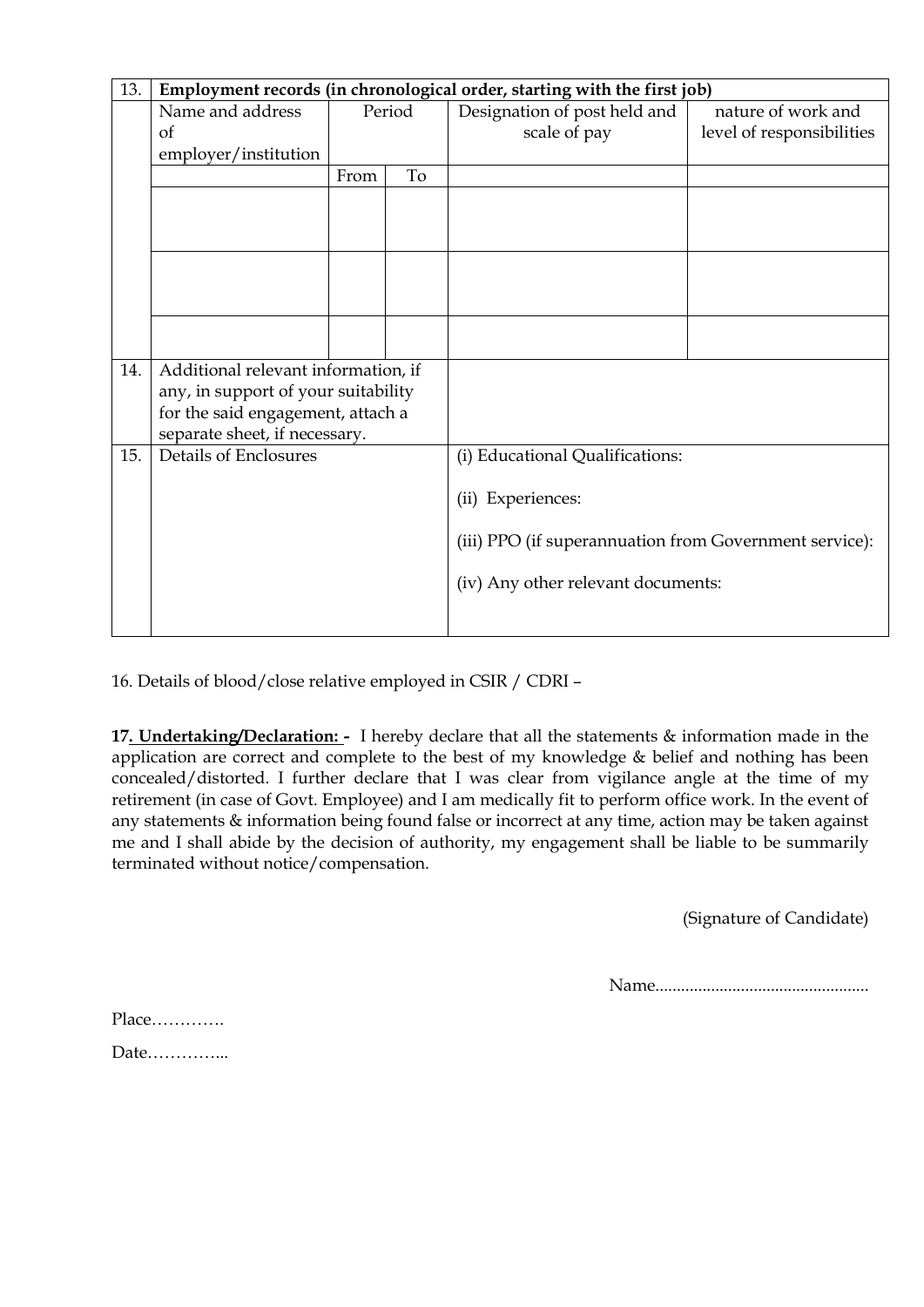| 13. | Employment records (in chronological order, starting with the first job) | | | | |
|---|---|---|---|---|---|
| | Name and address of employer/institution | Period | | Designation of post held and scale of pay | nature of work and level of responsibilities |
| | | From | To | | |
| | | | | | |
| | | | | | |
| | | | | | |
| 14. | Additional relevant information, if any, in support of your suitability for the said engagement, attach a separate sheet, if necessary. | | | | |
| 15. | Details of Enclosures | | | (i) Educational Qualifications:<br><br>(ii) Experiences:<br><br>(iii) PPO (if superannuation from Government service):<br><br>(iv) Any other relevant documents: | |

16. Details of blood/close relative employed in CSIR / CDRI –

**17. Undertaking/Declaration: -** I hereby declare that all the statements & information made in the application are correct and complete to the best of my knowledge & belief and nothing has been concealed/distorted. I further declare that I was clear from vigilance angle at the time of my retirement (in case of Govt. Employee) and I am medically fit to perform office work. In the event of any statements & information being found false or incorrect at any time, action may be taken against me and I shall abide by the decision of authority, my engagement shall be liable to be summarily terminated without notice/compensation.

(Signature of Candidate)

Name.................................................

Place………….

Date…………...